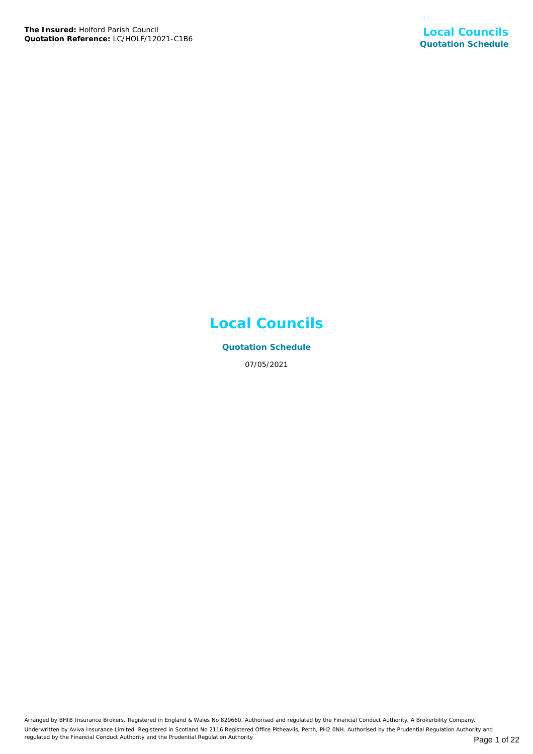**The Insured:** Holford Parish Council
**Quotation Reference:** LC/HOLF/12021-C1B6

# Local Councils

## Quotation Schedule

07/05/2021

Arranged by BHIB Insurance Brokers. Registered in England & Wales No 829660. Authorised and regulated by the Financial Conduct Authority. A Brokerbility Company.
Underwritten by Aviva Insurance Limited. Registered in Scotland No 2116 Registered Office Pitheavlis, Perth, PH2 0NH. Authorised by the Prudential Regulation Authority and regulated by the Financial Conduct Authority and the Prudential Regulation Authority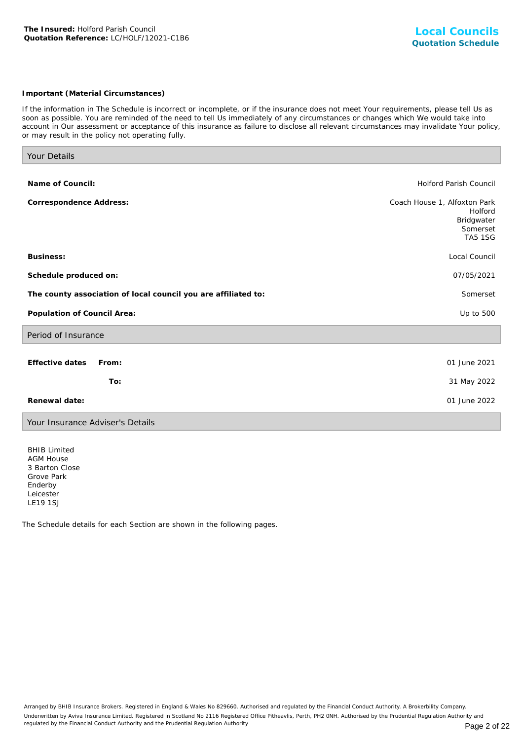**The Insured:** Holford Parish Council
**Quotation Reference:** LC/HOLF/12021-C1B6

**Local Councils**
**Quotation Schedule**

**Important (Material Circumstances)**

If the information in The Schedule is incorrect or incomplete, or if the insurance does not meet Your requirements, please tell Us as soon as possible. You are reminded of the need to tell Us immediately of any circumstances or changes which We would take into account in Our assessment or acceptance of this insurance as failure to disclose all relevant circumstances may invalidate Your policy, or may result in the policy not operating fully.

## Your Details

| | |
|---|---|
| **Name of Council:** | Holford Parish Council |
| **Correspondence Address:** | Coach House 1, Alfoxton Park<br>Holford<br>Bridgwater<br>Somerset<br>TA5 1SG |
| **Business:** | Local Council |
| **Schedule produced on:** | 07/05/2021 |
| **The county association of local council you are affiliated to:** | Somerset |
| **Population of Council Area:** | Up to 500 |

## Period of Insurance

| | |
|---|---|
| **Effective dates From:** | 01 June 2021 |
| **To:** | 31 May 2022 |
| **Renewal date:** | 01 June 2022 |

## Your Insurance Adviser's Details

BHIB Limited
AGM House
3 Barton Close
Grove Park
Enderby
Leicester
LE19 1SJ

The Schedule details for each Section are shown in the following pages.

Arranged by BHIB Insurance Brokers. Registered in England & Wales No 829660. Authorised and regulated by the Financial Conduct Authority. A Brokerbility Company.
Underwritten by Aviva Insurance Limited. Registered in Scotland No 2116 Registered Office Pitheavlis, Perth, PH2 0NH. Authorised by the Prudential Regulation Authority and regulated by the Financial Conduct Authority and the Prudential Regulation Authority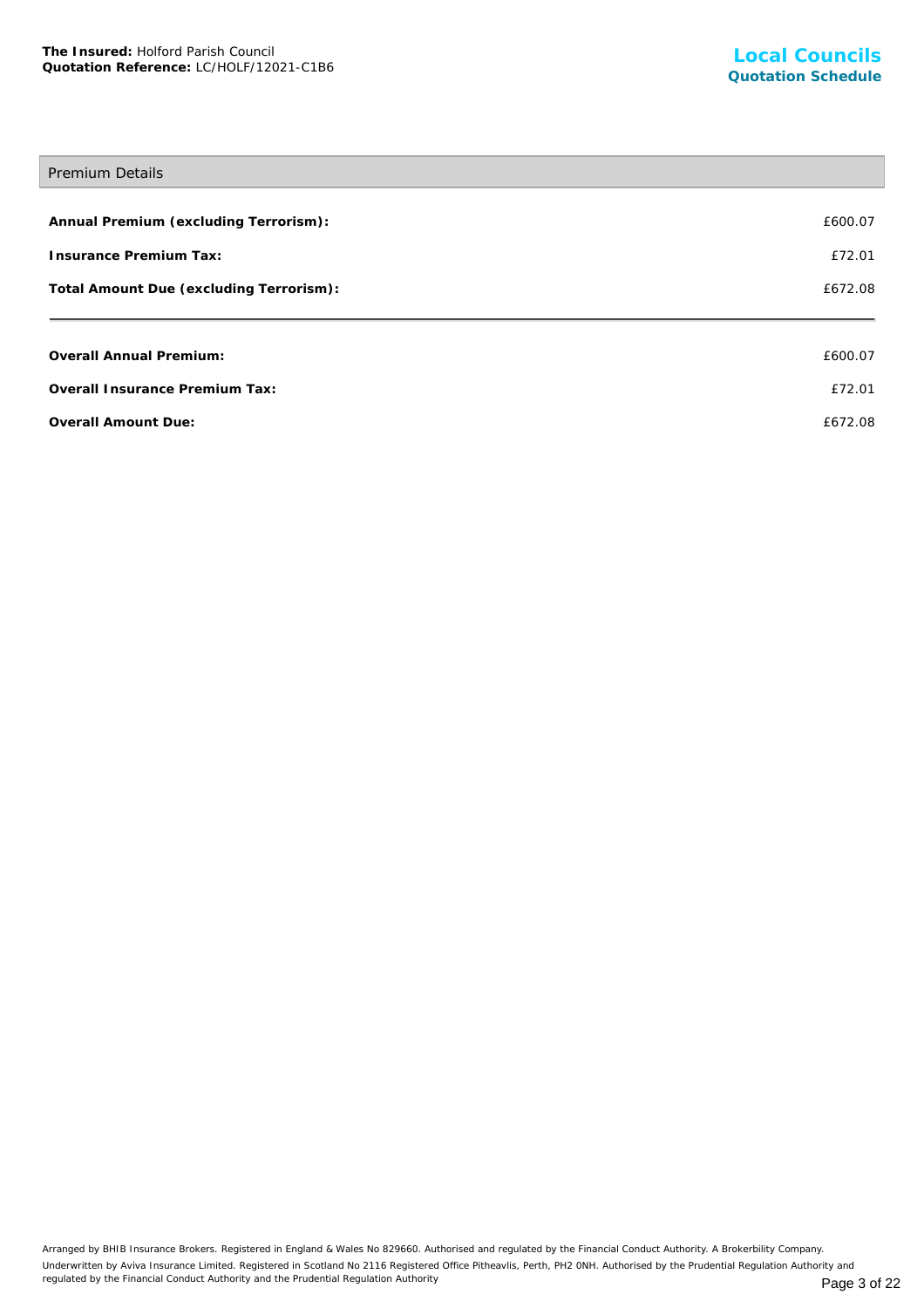## Premium Details

| | |
|---|---|
| **Annual Premium (excluding Terrorism):** | £600.07 |
| **Insurance Premium Tax:** | £72.01 |
| **Total Amount Due (excluding Terrorism):** | £672.08 |

| | |
|---|---|
| **Overall Annual Premium:** | £600.07 |
| **Overall Insurance Premium Tax:** | £72.01 |
| **Overall Amount Due:** | £672.08 |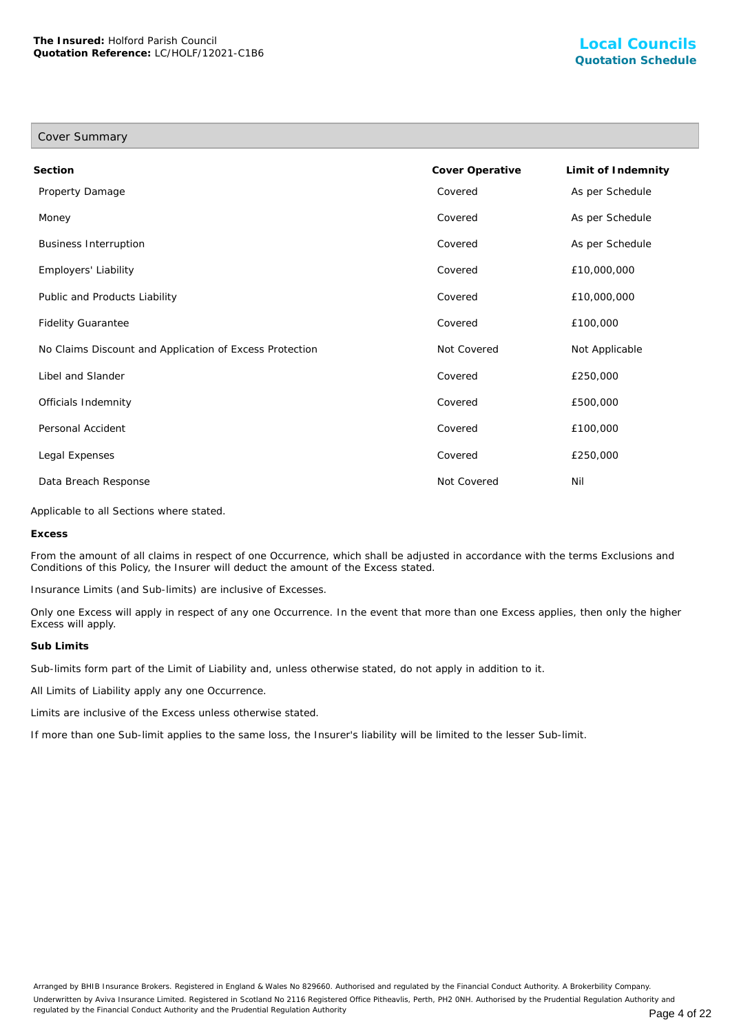## Cover Summary

| Section | Cover Operative | Limit of Indemnity |
|---|---|---|
| Property Damage | Covered | As per Schedule |
| Money | Covered | As per Schedule |
| Business Interruption | Covered | As per Schedule |
| Employers' Liability | Covered | £10,000,000 |
| Public and Products Liability | Covered | £10,000,000 |
| Fidelity Guarantee | Covered | £100,000 |
| No Claims Discount and Application of Excess Protection | Not Covered | Not Applicable |
| Libel and Slander | Covered | £250,000 |
| Officials Indemnity | Covered | £500,000 |
| Personal Accident | Covered | £100,000 |
| Legal Expenses | Covered | £250,000 |
| Data Breach Response | Not Covered | Nil |

Applicable to all Sections where stated.

**Excess**

From the amount of all claims in respect of one Occurrence, which shall be adjusted in accordance with the terms Exclusions and Conditions of this Policy, the Insurer will deduct the amount of the Excess stated.

Insurance Limits (and Sub-limits) are inclusive of Excesses.

Only one Excess will apply in respect of any one Occurrence. In the event that more than one Excess applies, then only the higher Excess will apply.

**Sub Limits**

Sub-limits form part of the Limit of Liability and, unless otherwise stated, do not apply in addition to it.

All Limits of Liability apply any one Occurrence.

Limits are inclusive of the Excess unless otherwise stated.

If more than one Sub-limit applies to the same loss, the Insurer's liability will be limited to the lesser Sub-limit.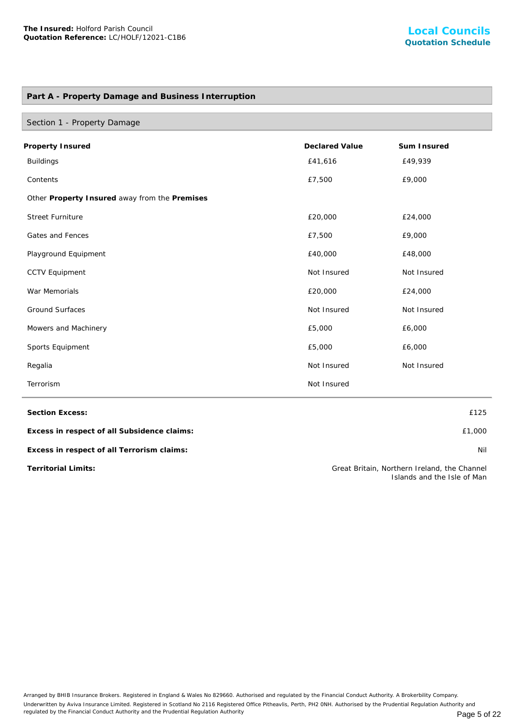## Part A - Property Damage and Business Interruption

### Section 1 - Property Damage

| **Property Insured** | **Declared Value** | **Sum Insured** |
|---|---|---|
| Buildings | £41,616 | £49,939 |
| Contents | £7,500 | £9,000 |
| Other **Property Insured** away from the **Premises** | | |
| Street Furniture | £20,000 | £24,000 |
| Gates and Fences | £7,500 | £9,000 |
| Playground Equipment | £40,000 | £48,000 |
| CCTV Equipment | Not Insured | Not Insured |
| War Memorials | £20,000 | £24,000 |
| Ground Surfaces | Not Insured | Not Insured |
| Mowers and Machinery | £5,000 | £6,000 |
| Sports Equipment | £5,000 | £6,000 |
| Regalia | Not Insured | Not Insured |
| Terrorism | Not Insured | |

| | |
|---|---|
| **Section Excess:** | £125 |
| **Excess in respect of all Subsidence claims:** | £1,000 |
| **Excess in respect of all Terrorism claims:** | Nil |
| **Territorial Limits:** | Great Britain, Northern Ireland, the Channel Islands and the Isle of Man |

Arranged by BHIB Insurance Brokers. Registered in England & Wales No 829660. Authorised and regulated by the Financial Conduct Authority. A Brokerbility Company.
Underwritten by Aviva Insurance Limited. Registered in Scotland No 2116 Registered Office Pitheavlis, Perth, PH2 0NH. Authorised by the Prudential Regulation Authority and regulated by the Financial Conduct Authority and the Prudential Regulation Authority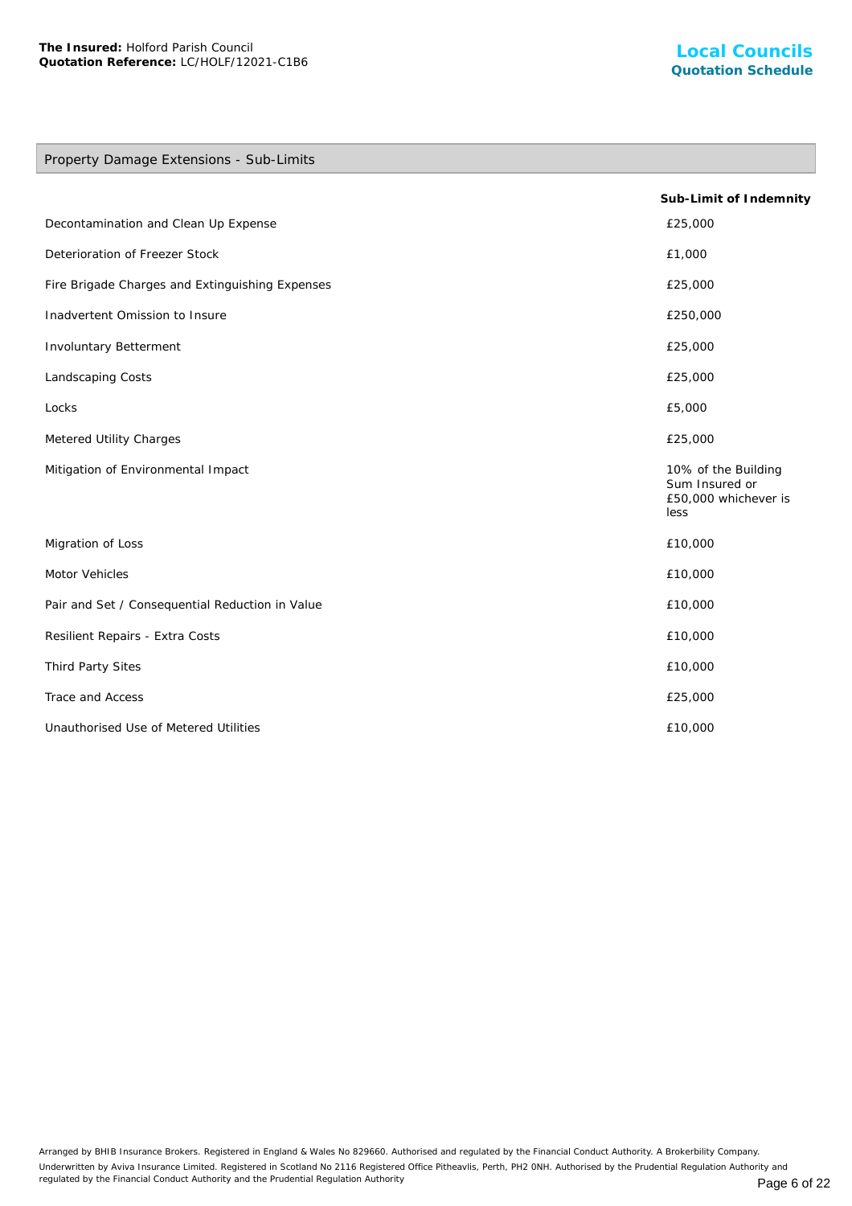## Property Damage Extensions - Sub-Limits

| | Sub-Limit of Indemnity |
|---|---|
| Decontamination and Clean Up Expense | £25,000 |
| Deterioration of Freezer Stock | £1,000 |
| Fire Brigade Charges and Extinguishing Expenses | £25,000 |
| Inadvertent Omission to Insure | £250,000 |
| Involuntary Betterment | £25,000 |
| Landscaping Costs | £25,000 |
| Locks | £5,000 |
| Metered Utility Charges | £25,000 |
| Mitigation of Environmental Impact | 10% of the Building Sum Insured or £50,000 whichever is less |
| Migration of Loss | £10,000 |
| Motor Vehicles | £10,000 |
| Pair and Set / Consequential Reduction in Value | £10,000 |
| Resilient Repairs - Extra Costs | £10,000 |
| Third Party Sites | £10,000 |
| Trace and Access | £25,000 |
| Unauthorised Use of Metered Utilities | £10,000 |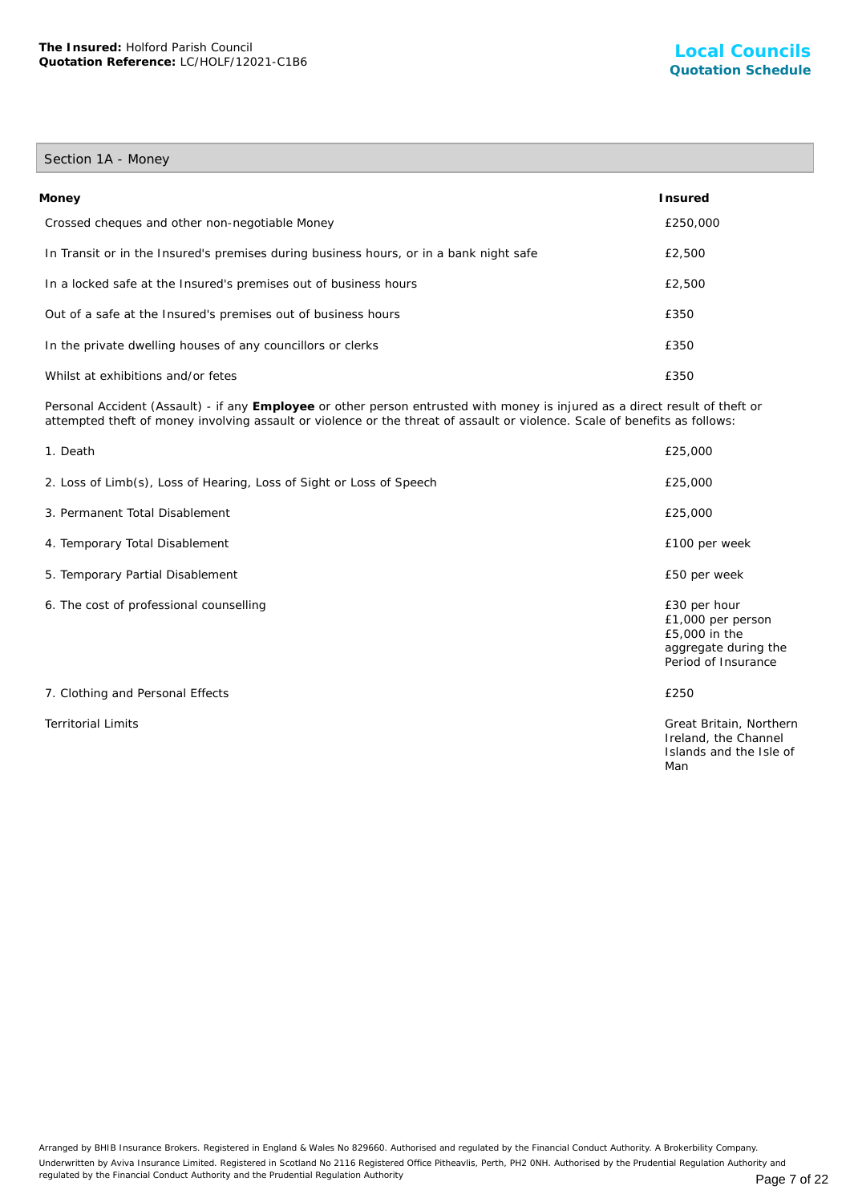## Section 1A - Money

| Money | Insured |
|---|---|
| Crossed cheques and other non-negotiable Money | £250,000 |
| In Transit or in the Insured's premises during business hours, or in a bank night safe | £2,500 |
| In a locked safe at the Insured's premises out of business hours | £2,500 |
| Out of a safe at the Insured's premises out of business hours | £350 |
| In the private dwelling houses of any councillors or clerks | £350 |
| Whilst at exhibitions and/or fetes | £350 |

Personal Accident (Assault) - if any **Employee** or other person entrusted with money is injured as a direct result of theft or attempted theft of money involving assault or violence or the threat of assault or violence. Scale of benefits as follows:

| | |
|---|---|
| 1. Death | £25,000 |
| 2. Loss of Limb(s), Loss of Hearing, Loss of Sight or Loss of Speech | £25,000 |
| 3. Permanent Total Disablement | £25,000 |
| 4. Temporary Total Disablement | £100 per week |
| 5. Temporary Partial Disablement | £50 per week |
| 6. The cost of professional counselling | £30 per hour<br>£1,000 per person<br>£5,000 in the aggregate during the Period of Insurance |
| 7. Clothing and Personal Effects | £250 |
| Territorial Limits | Great Britain, Northern Ireland, the Channel Islands and the Isle of Man |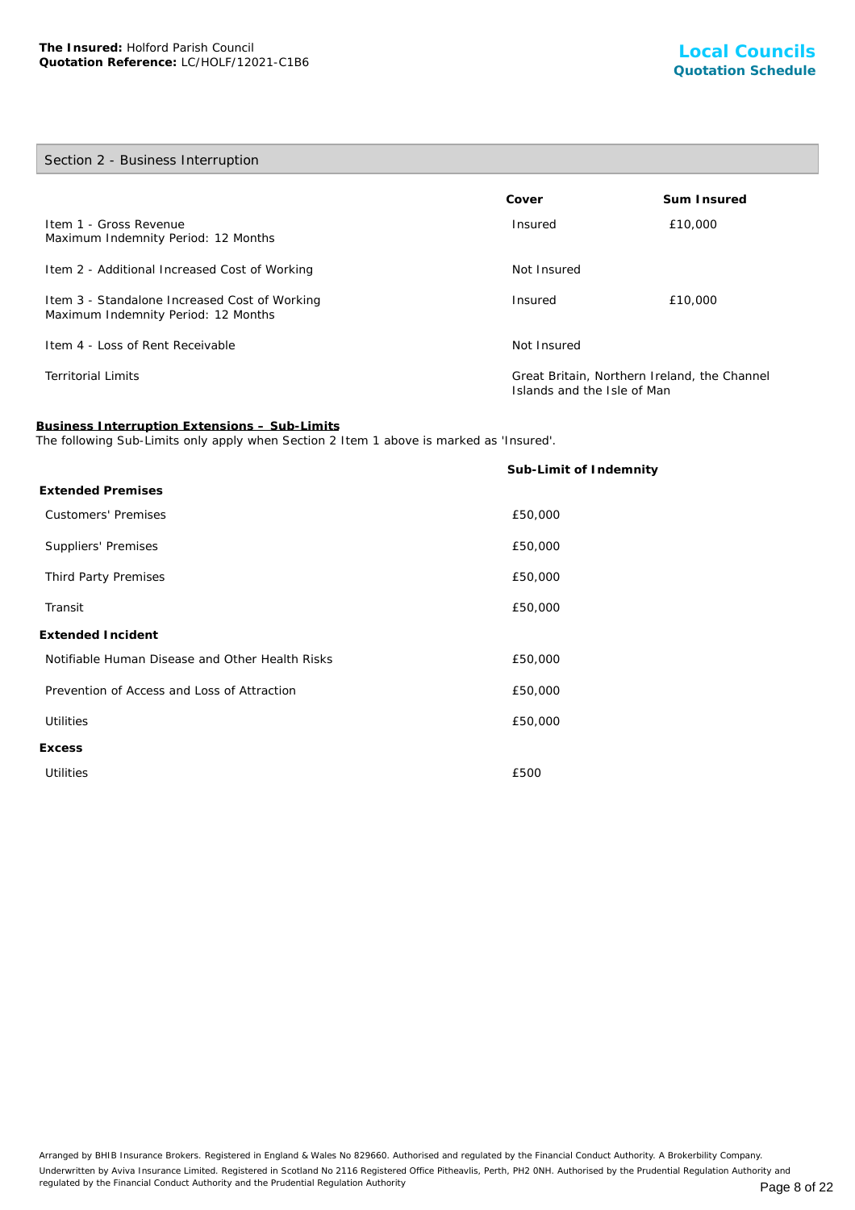## Section 2 - Business Interruption

| | Cover | Sum Insured |
|---|---|---|
| Item 1 - Gross Revenue<br>Maximum Indemnity Period: 12 Months | Insured | £10,000 |
| Item 2 - Additional Increased Cost of Working | Not Insured | |
| Item 3 - Standalone Increased Cost of Working<br>Maximum Indemnity Period: 12 Months | Insured | £10,000 |
| Item 4 - Loss of Rent Receivable | Not Insured | |
| Territorial Limits | Great Britain, Northern Ireland, the Channel Islands and the Isle of Man | |

**Business Interruption Extensions – Sub-Limits**

The following Sub-Limits only apply when Section 2 Item 1 above is marked as 'Insured'.

| | Sub-Limit of Indemnity |
|---|---|
| **Extended Premises** | |
| Customers' Premises | £50,000 |
| Suppliers' Premises | £50,000 |
| Third Party Premises | £50,000 |
| Transit | £50,000 |
| **Extended Incident** | |
| Notifiable Human Disease and Other Health Risks | £50,000 |
| Prevention of Access and Loss of Attraction | £50,000 |
| Utilities | £50,000 |
| **Excess** | |
| Utilities | £500 |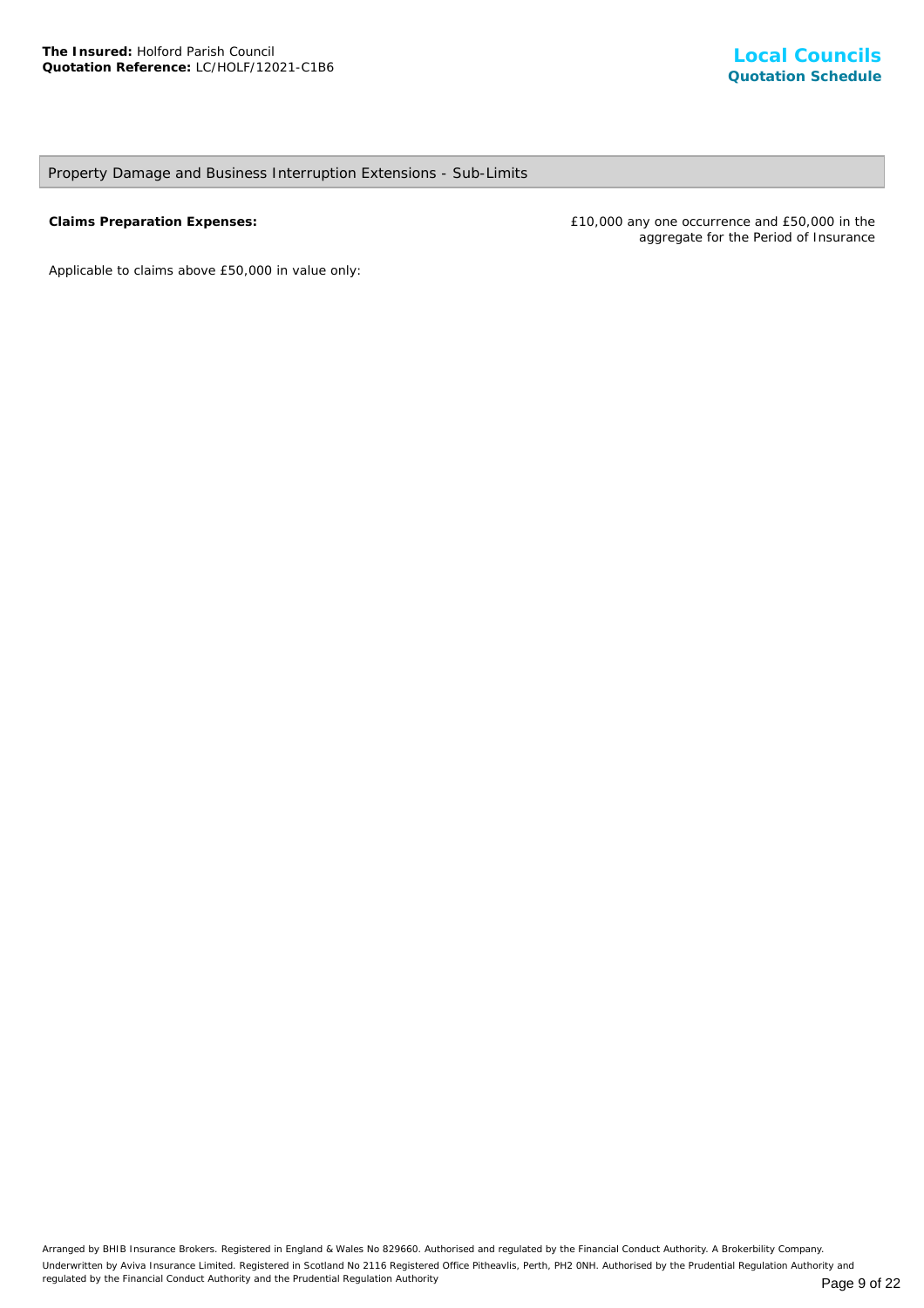## Property Damage and Business Interruption Extensions - Sub-Limits

| | |
|---|---|
| **Claims Preparation Expenses:** | £10,000 any one occurrence and £50,000 in the aggregate for the Period of Insurance |

Applicable to claims above £50,000 in value only: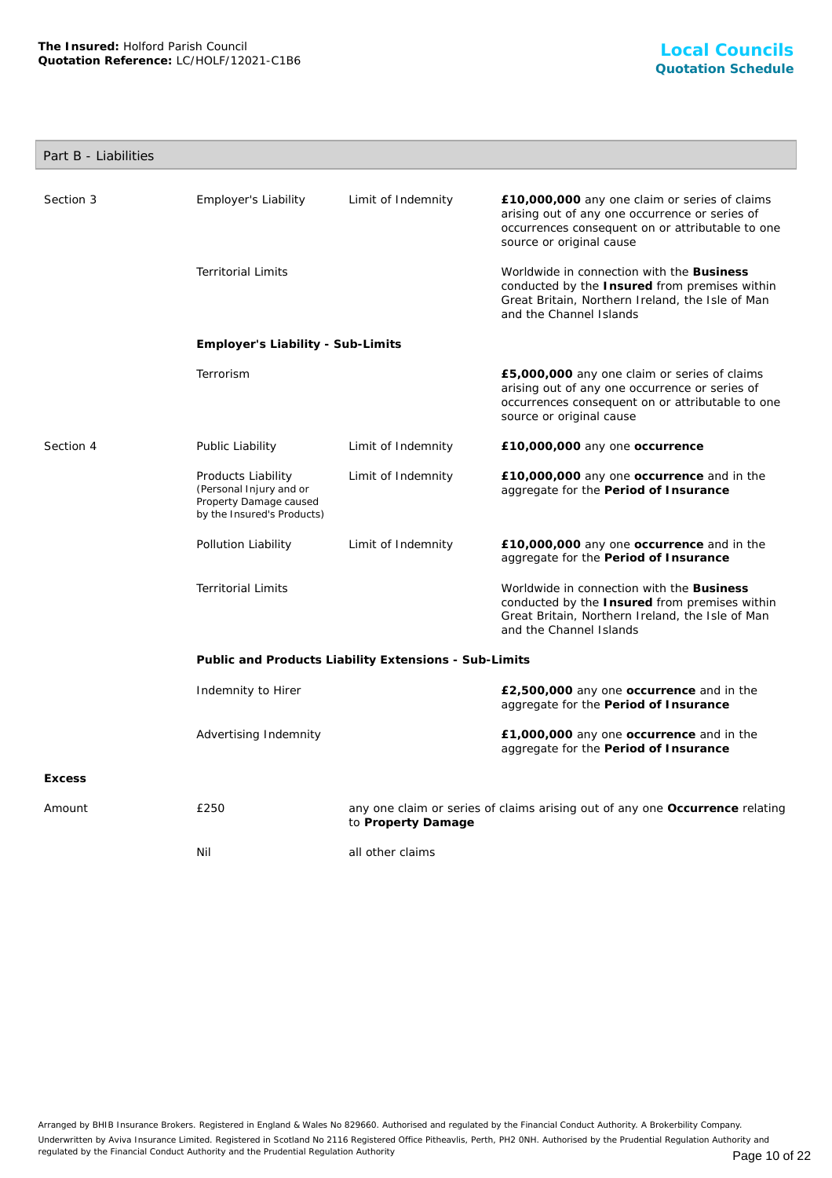## Part B - Liabilities

| | | | |
|---|---|---|---|
| Section 3 | Employer's Liability | Limit of Indemnity | **£10,000,000** any one claim or series of claims arising out of any one occurrence or series of occurrences consequent on or attributable to one source or original cause |
| | Territorial Limits | | Worldwide in connection with the **Business** conducted by the **Insured** from premises within Great Britain, Northern Ireland, the Isle of Man and the Channel Islands |
| | **Employer's Liability - Sub-Limits** | | |
| | Terrorism | | **£5,000,000** any one claim or series of claims arising out of any one occurrence or series of occurrences consequent on or attributable to one source or original cause |
| Section 4 | Public Liability | Limit of Indemnity | **£10,000,000** any one **occurrence** |
| | Products Liability (Personal Injury and or Property Damage caused by the Insured's Products) | Limit of Indemnity | **£10,000,000** any one **occurrence** and in the aggregate for the **Period of Insurance** |
| | Pollution Liability | Limit of Indemnity | **£10,000,000** any one **occurrence** and in the aggregate for the **Period of Insurance** |
| | Territorial Limits | | Worldwide in connection with the **Business** conducted by the **Insured** from premises within Great Britain, Northern Ireland, the Isle of Man and the Channel Islands |
| | **Public and Products Liability Extensions - Sub-Limits** | | |
| | Indemnity to Hirer | | **£2,500,000** any one **occurrence** and in the aggregate for the **Period of Insurance** |
| | Advertising Indemnity | | **£1,000,000** any one **occurrence** and in the aggregate for the **Period of Insurance** |

**Excess**

| | | |
|---|---|---|
| Amount | £250 | any one claim or series of claims arising out of any one **Occurrence** relating to **Property Damage** |
| | Nil | all other claims |

Arranged by BHIB Insurance Brokers. Registered in England & Wales No 829660. Authorised and regulated by the Financial Conduct Authority. A Brokerbility Company.
Underwritten by Aviva Insurance Limited. Registered in Scotland No 2116 Registered Office Pitheavlis, Perth, PH2 0NH. Authorised by the Prudential Regulation Authority and regulated by the Financial Conduct Authority and the Prudential Regulation Authority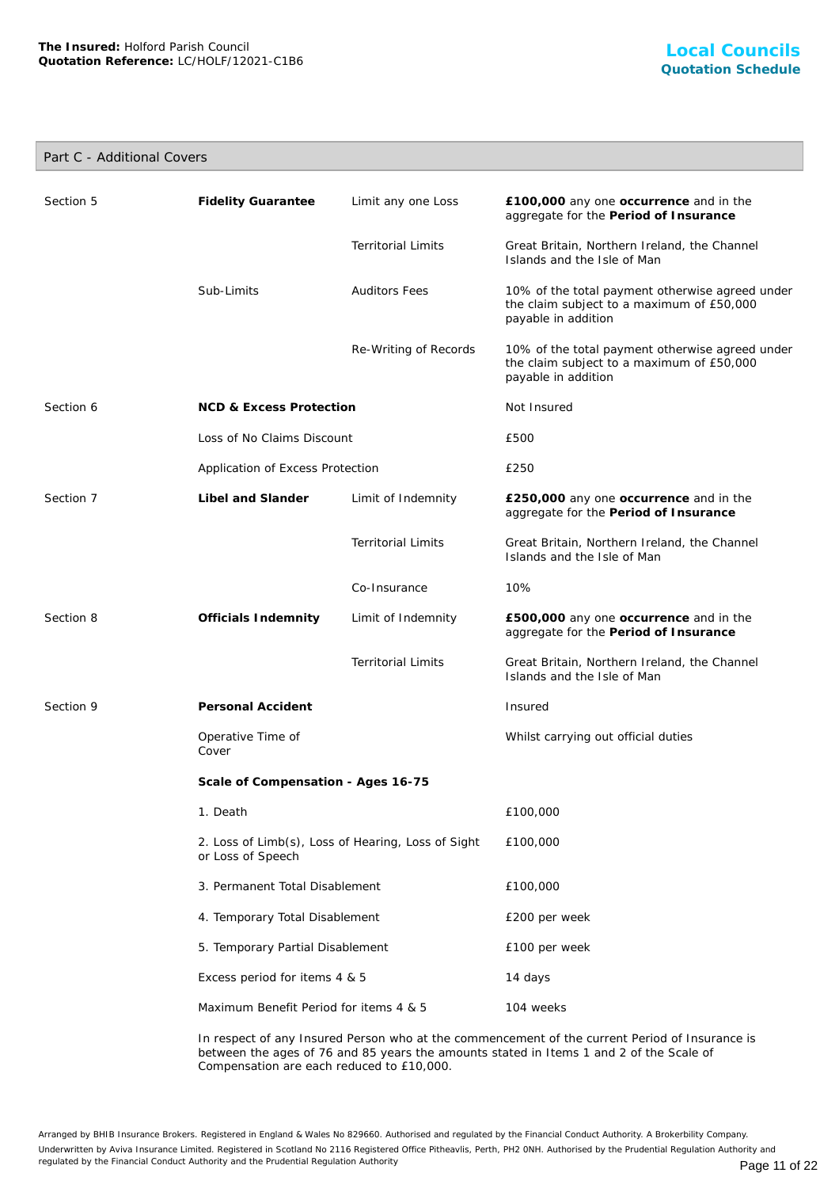## Part C - Additional Covers

| | | | |
|---|---|---|---|
| Section 5 | **Fidelity Guarantee** | Limit any one Loss | **£100,000** any one **occurrence** and in the aggregate for the **Period of Insurance** |
| | | Territorial Limits | Great Britain, Northern Ireland, the Channel Islands and the Isle of Man |
| | Sub-Limits | Auditors Fees | 10% of the total payment otherwise agreed under the claim subject to a maximum of £50,000 payable in addition |
| | | Re-Writing of Records | 10% of the total payment otherwise agreed under the claim subject to a maximum of £50,000 payable in addition |
| Section 6 | **NCD & Excess Protection** | | Not Insured |
| | Loss of No Claims Discount | | £500 |
| | Application of Excess Protection | | £250 |
| Section 7 | **Libel and Slander** | Limit of Indemnity | **£250,000** any one **occurrence** and in the aggregate for the **Period of Insurance** |
| | | Territorial Limits | Great Britain, Northern Ireland, the Channel Islands and the Isle of Man |
| | | Co-Insurance | 10% |
| Section 8 | **Officials Indemnity** | Limit of Indemnity | **£500,000** any one **occurrence** and in the aggregate for the **Period of Insurance** |
| | | Territorial Limits | Great Britain, Northern Ireland, the Channel Islands and the Isle of Man |
| Section 9 | **Personal Accident** | | Insured |
| | Operative Time of Cover | | Whilst carrying out official duties |
| | **Scale of Compensation - Ages 16-75** | | |
| | 1. Death | | £100,000 |
| | 2. Loss of Limb(s), Loss of Hearing, Loss of Sight or Loss of Speech | | £100,000 |
| | 3. Permanent Total Disablement | | £100,000 |
| | 4. Temporary Total Disablement | | £200 per week |
| | 5. Temporary Partial Disablement | | £100 per week |
| | Excess period for items 4 & 5 | | 14 days |
| | Maximum Benefit Period for items 4 & 5 | | 104 weeks |

In respect of any Insured Person who at the commencement of the current Period of Insurance is between the ages of 76 and 85 years the amounts stated in Items 1 and 2 of the Scale of Compensation are each reduced to £10,000.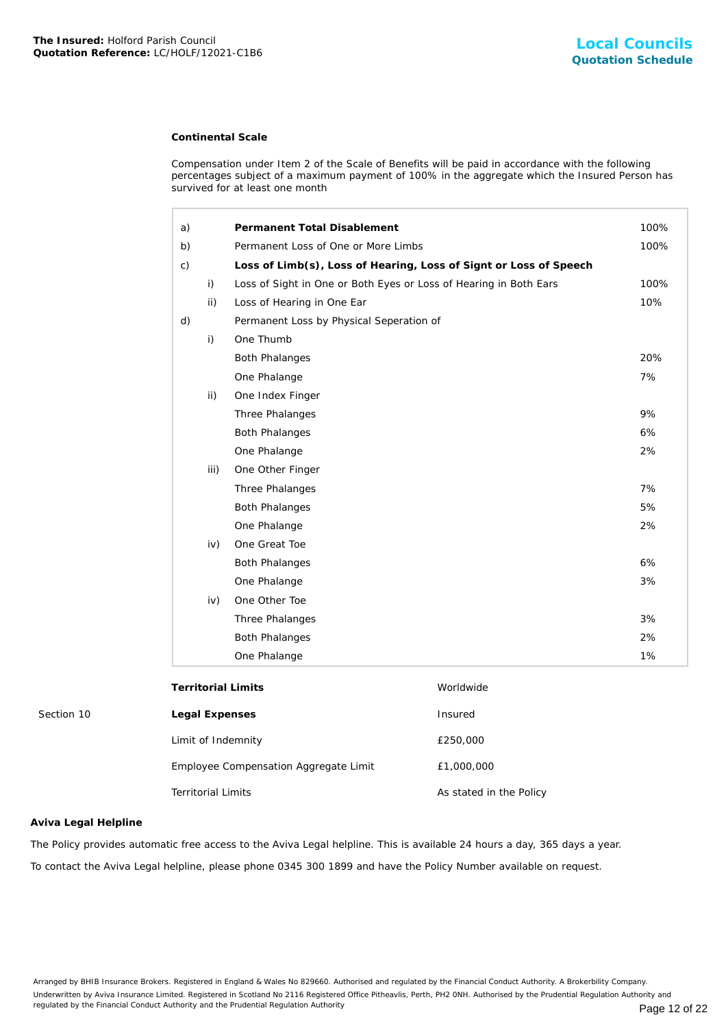**The Insured:** Holford Parish Council
**Quotation Reference:** LC/HOLF/12021-C1B6

**Local Councils**
**Quotation Schedule**

**Continental Scale**

Compensation under Item 2 of the Scale of Benefits will be paid in accordance with the following percentages subject of a maximum payment of 100% in the aggregate which the Insured Person has survived for at least one month

| | | | |
|---|---|---|---|
| a) | | **Permanent Total Disablement** | 100% |
| b) | | Permanent Loss of One or More Limbs | 100% |
| c) | | **Loss of Limb(s), Loss of Hearing, Loss of Signt or Loss of Speech** | |
| | i) | Loss of Sight in One or Both Eyes or Loss of Hearing in Both Ears | 100% |
| | ii) | Loss of Hearing in One Ear | 10% |
| d) | | Permanent Loss by Physical Seperation of | |
| | i) | One Thumb | |
| | | Both Phalanges | 20% |
| | | One Phalange | 7% |
| | ii) | One Index Finger | |
| | | Three Phalanges | 9% |
| | | Both Phalanges | 6% |
| | | One Phalange | 2% |
| | iii) | One Other Finger | |
| | | Three Phalanges | 7% |
| | | Both Phalanges | 5% |
| | | One Phalange | 2% |
| | iv) | One Great Toe | |
| | | Both Phalanges | 6% |
| | | One Phalange | 3% |
| | iv) | One Other Toe | |
| | | Three Phalanges | 3% |
| | | Both Phalanges | 2% |
| | | One Phalange | 1% |

| | | |
|---|---|---|
| | **Territorial Limits** | Worldwide |
| Section 10 | **Legal Expenses** | Insured |
| | Limit of Indemnity | £250,000 |
| | Employee Compensation Aggregate Limit | £1,000,000 |
| | Territorial Limits | As stated in the Policy |

**Aviva Legal Helpline**

The Policy provides automatic free access to the Aviva Legal helpline. This is available 24 hours a day, 365 days a year.

To contact the Aviva Legal helpline, please phone 0345 300 1899 and have the Policy Number available on request.

Arranged by BHIB Insurance Brokers. Registered in England & Wales No 829660. Authorised and regulated by the Financial Conduct Authority. A Brokerbility Company.
Underwritten by Aviva Insurance Limited. Registered in Scotland No 2116 Registered Office Pitheavlis, Perth, PH2 0NH. Authorised by the Prudential Regulation Authority and regulated by the Financial Conduct Authority and the Prudential Regulation Authority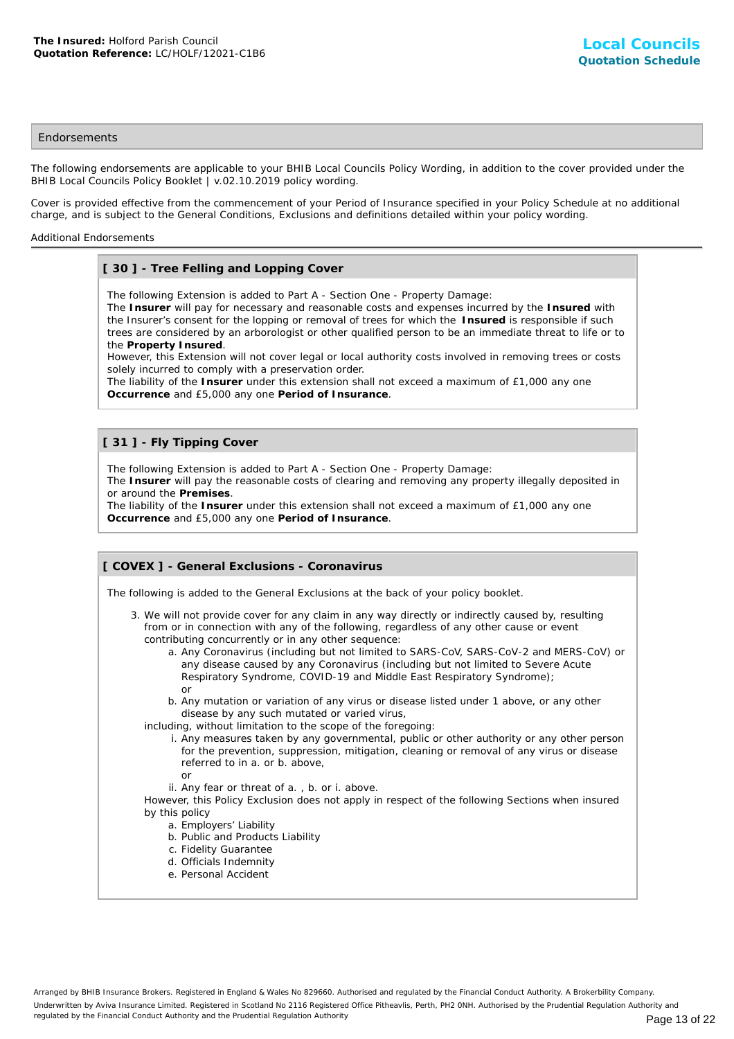**The Insured:** Holford Parish Council
**Quotation Reference:** LC/HOLF/12021-C1B6

## Endorsements

The following endorsements are applicable to your BHIB Local Councils Policy Wording, in addition to the cover provided under the BHIB Local Councils Policy Booklet | v.02.10.2019 policy wording.

Cover is provided effective from the commencement of your Period of Insurance specified in your Policy Schedule at no additional charge, and is subject to the General Conditions, Exclusions and definitions detailed within your policy wording.

Additional Endorsements

### [ 30 ] - Tree Felling and Lopping Cover

The following Extension is added to Part A - Section One - Property Damage:
The **Insurer** will pay for necessary and reasonable costs and expenses incurred by the **Insured** with the Insurer's consent for the lopping or removal of trees for which the **Insured** is responsible if such trees are considered by an arborologist or other qualified person to be an immediate threat to life or to the **Property Insured**.
However, this Extension will not cover legal or local authority costs involved in removing trees or costs solely incurred to comply with a preservation order.
The liability of the **Insurer** under this extension shall not exceed a maximum of £1,000 any one **Occurrence** and £5,000 any one **Period of Insurance**.

### [ 31 ] - Fly Tipping Cover

The following Extension is added to Part A - Section One - Property Damage:
The **Insurer** will pay the reasonable costs of clearing and removing any property illegally deposited in or around the **Premises**.
The liability of the **Insurer** under this extension shall not exceed a maximum of £1,000 any one **Occurrence** and £5,000 any one **Period of Insurance**.

### [ COVEX ] - General Exclusions - Coronavirus

The following is added to the General Exclusions at the back of your policy booklet.

3. We will not provide cover for any claim in any way directly or indirectly caused by, resulting from or in connection with any of the following, regardless of any other cause or event contributing concurrently or in any other sequence:
   a. Any Coronavirus (including but not limited to SARS-CoV, SARS-CoV-2 and MERS-CoV) or any disease caused by any Coronavirus (including but not limited to Severe Acute Respiratory Syndrome, COVID-19 and Middle East Respiratory Syndrome);
   or
   b. Any mutation or variation of any virus or disease listed under 1 above, or any other disease by any such mutated or varied virus,

   including, without limitation to the scope of the foregoing:
   i. Any measures taken by any governmental, public or other authority or any other person for the prevention, suppression, mitigation, cleaning or removal of any virus or disease referred to in a. or b. above,
   or
   ii. Any fear or threat of a. , b. or i. above.

   However, this Policy Exclusion does not apply in respect of the following Sections when insured by this policy
   a. Employers' Liability
   b. Public and Products Liability
   c. Fidelity Guarantee
   d. Officials Indemnity
   e. Personal Accident

Arranged by BHIB Insurance Brokers. Registered in England & Wales No 829660. Authorised and regulated by the Financial Conduct Authority. A Brokerbility Company.
Underwritten by Aviva Insurance Limited. Registered in Scotland No 2116 Registered Office Pitheavlis, Perth, PH2 0NH. Authorised by the Prudential Regulation Authority and regulated by the Financial Conduct Authority and the Prudential Regulation Authority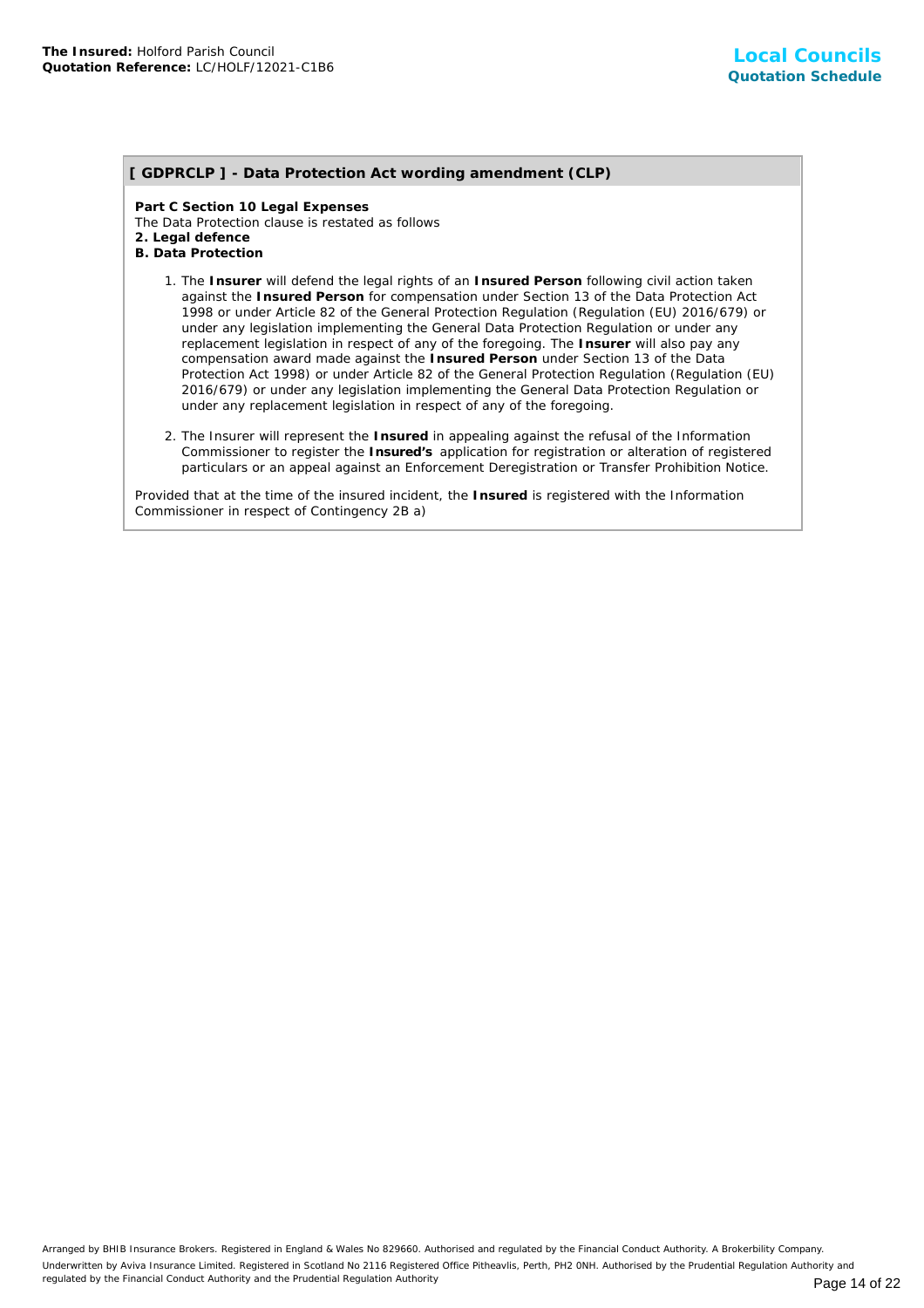## [ GDPRCLP ] - Data Protection Act wording amendment (CLP)

**Part C Section 10 Legal Expenses**
The Data Protection clause is restated as follows
**2. Legal defence**
**B. Data Protection**

1. The **Insurer** will defend the legal rights of an **Insured Person** following civil action taken against the **Insured Person** for compensation under Section 13 of the Data Protection Act 1998 or under Article 82 of the General Protection Regulation (Regulation (EU) 2016/679) or under any legislation implementing the General Data Protection Regulation or under any replacement legislation in respect of any of the foregoing. The **Insurer** will also pay any compensation award made against the **Insured Person** under Section 13 of the Data Protection Act 1998) or under Article 82 of the General Protection Regulation (Regulation (EU) 2016/679) or under any legislation implementing the General Data Protection Regulation or under any replacement legislation in respect of any of the foregoing.

2. The Insurer will represent the **Insured** in appealing against the refusal of the Information Commissioner to register the **Insured's** application for registration or alteration of registered particulars or an appeal against an Enforcement Deregistration or Transfer Prohibition Notice.

Provided that at the time of the insured incident, the **Insured** is registered with the Information Commissioner in respect of Contingency 2B a)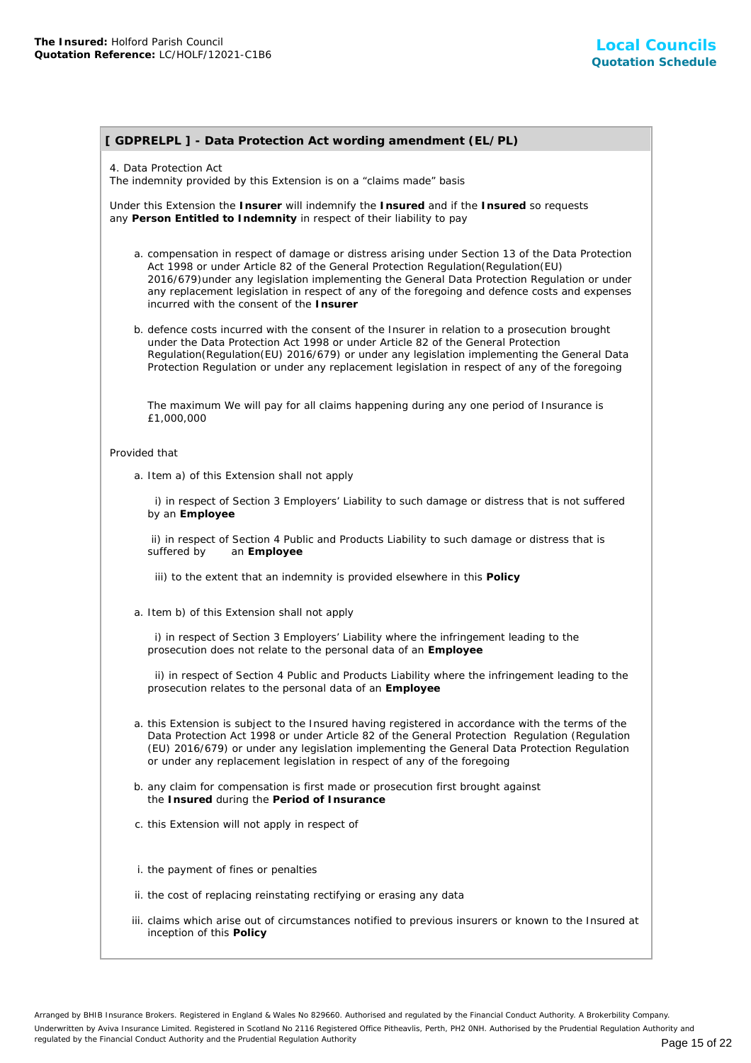**The Insured:** Holford Parish Council
**Quotation Reference:** LC/HOLF/12021-C1B6

**Local Councils**
**Quotation Schedule**

## [ GDPRELPL ] - Data Protection Act wording amendment (EL/PL)

4. Data Protection Act
The indemnity provided by this Extension is on a "claims made" basis

Under this Extension the **Insurer** will indemnify the **Insured** and if the **Insured** so requests any **Person Entitled to Indemnity** in respect of their liability to pay

a. compensation in respect of damage or distress arising under Section 13 of the Data Protection Act 1998 or under Article 82 of the General Protection Regulation(Regulation(EU) 2016/679)under any legislation implementing the General Data Protection Regulation or under any replacement legislation in respect of any of the foregoing and defence costs and expenses incurred with the consent of the **Insurer**

b. defence costs incurred with the consent of the Insurer in relation to a prosecution brought under the Data Protection Act 1998 or under Article 82 of the General Protection Regulation(Regulation(EU) 2016/679) or under any legislation implementing the General Data Protection Regulation or under any replacement legislation in respect of any of the foregoing

The maximum We will pay for all claims happening during any one period of Insurance is £1,000,000

Provided that

a. Item a) of this Extension shall not apply

i) in respect of Section 3 Employers' Liability to such damage or distress that is not suffered by an **Employee**

ii) in respect of Section 4 Public and Products Liability to such damage or distress that is suffered by an **Employee**

iii) to the extent that an indemnity is provided elsewhere in this **Policy**

a. Item b) of this Extension shall not apply

i) in respect of Section 3 Employers' Liability where the infringement leading to the prosecution does not relate to the personal data of an **Employee**

ii) in respect of Section 4 Public and Products Liability where the infringement leading to the prosecution relates to the personal data of an **Employee**

a. this Extension is subject to the Insured having registered in accordance with the terms of the Data Protection Act 1998 or under Article 82 of the General Protection Regulation (Regulation (EU) 2016/679) or under any legislation implementing the General Data Protection Regulation or under any replacement legislation in respect of any of the foregoing

b. any claim for compensation is first made or prosecution first brought against the **Insured** during the **Period of Insurance**

c. this Extension will not apply in respect of

i. the payment of fines or penalties

ii. the cost of replacing reinstating rectifying or erasing any data

iii. claims which arise out of circumstances notified to previous insurers or known to the Insured at inception of this **Policy**

Arranged by BHIB Insurance Brokers. Registered in England & Wales No 829660. Authorised and regulated by the Financial Conduct Authority. A Brokerbility Company.
Underwritten by Aviva Insurance Limited. Registered in Scotland No 2116 Registered Office Pitheavlis, Perth, PH2 0NH. Authorised by the Prudential Regulation Authority and regulated by the Financial Conduct Authority and the Prudential Regulation Authority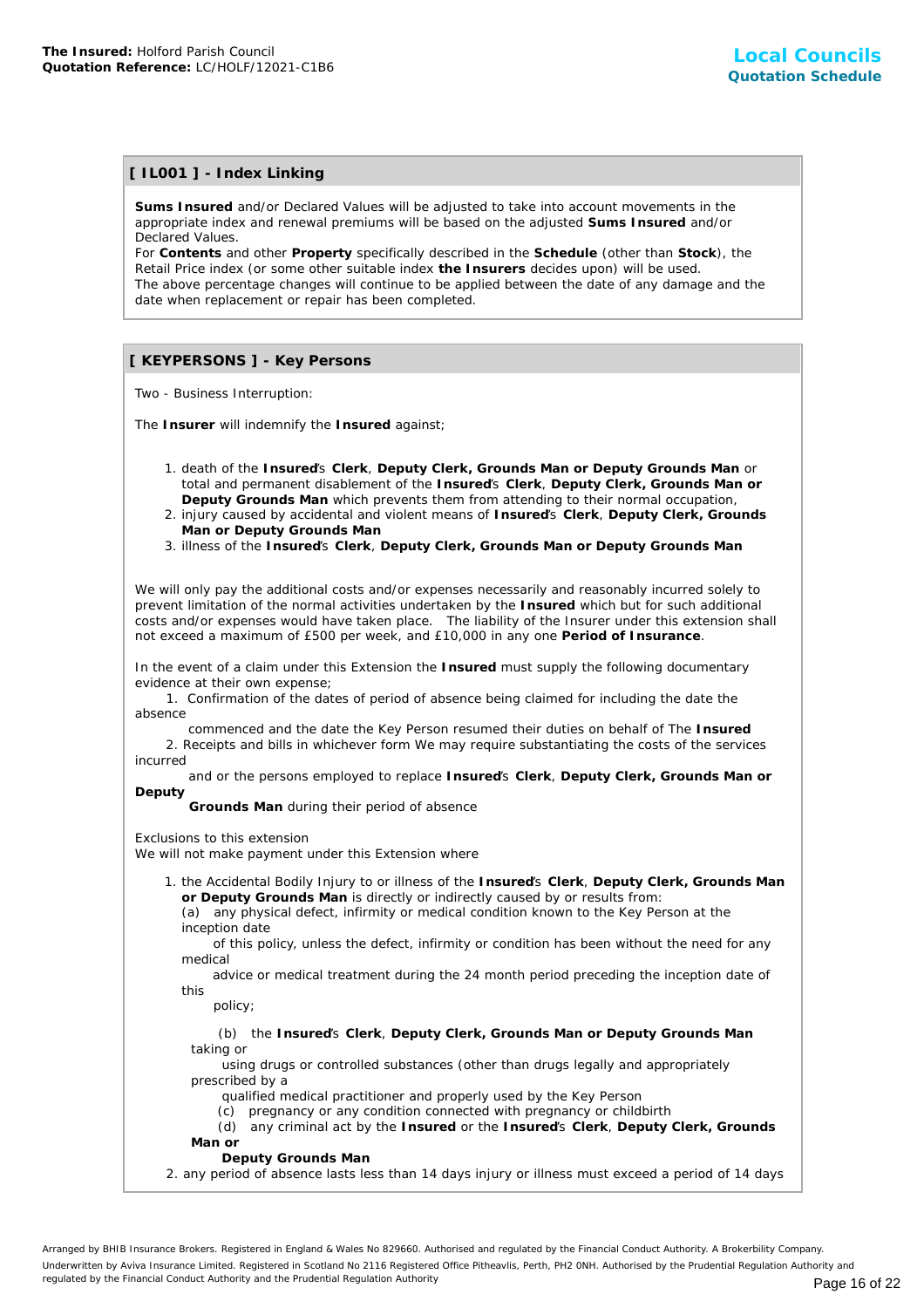## [ IL001 ] - Index Linking

**Sums Insured** and/or Declared Values will be adjusted to take into account movements in the appropriate index and renewal premiums will be based on the adjusted **Sums Insured** and/or Declared Values.
For **Contents** and other **Property** specifically described in the **Schedule** (other than **Stock**), the Retail Price index (or some other suitable index **the Insurers** decides upon) will be used.
The above percentage changes will continue to be applied between the date of any damage and the date when replacement or repair has been completed.

## [ KEYPERSONS ] - Key Persons

Two - Business Interruption:

The **Insurer** will indemnify the **Insured** against;

1. death of the **Insured**'s **Clerk**, **Deputy Clerk, Grounds Man or Deputy Grounds Man** or total and permanent disablement of the **Insured**'s **Clerk**, **Deputy Clerk, Grounds Man or Deputy Grounds Man** which prevents them from attending to their normal occupation,
2. injury caused by accidental and violent means of **Insured**'s **Clerk**, **Deputy Clerk, Grounds Man or Deputy Grounds Man**
3. illness of the **Insured**'s **Clerk**, **Deputy Clerk, Grounds Man or Deputy Grounds Man**

We will only pay the additional costs and/or expenses necessarily and reasonably incurred solely to prevent limitation of the normal activities undertaken by the **Insured** which but for such additional costs and/or expenses would have taken place. The liability of the Insurer under this extension shall not exceed a maximum of £500 per week, and £10,000 in any one **Period of Insurance**.

In the event of a claim under this Extension the **Insured** must supply the following documentary evidence at their own expense;

1. Confirmation of the dates of period of absence being claimed for including the date the absence commenced and the date the Key Person resumed their duties on behalf of The **Insured**
2. Receipts and bills in whichever form We may require substantiating the costs of the services incurred and or the persons employed to replace **Insured**'s **Clerk**, **Deputy Clerk, Grounds Man or Deputy Grounds Man** during their period of absence

Exclusions to this extension
We will not make payment under this Extension where

1. the Accidental Bodily Injury to or illness of the **Insured**'s **Clerk**, **Deputy Clerk, Grounds Man or Deputy Grounds Man** is directly or indirectly caused by or results from:
   (a) any physical defect, infirmity or medical condition known to the Key Person at the inception date of this policy, unless the defect, infirmity or condition has been without the need for any medical advice or medical treatment during the 24 month period preceding the inception date of this policy;
   (b) the **Insured**'s **Clerk**, **Deputy Clerk, Grounds Man or Deputy Grounds Man** taking or using drugs or controlled substances (other than drugs legally and appropriately prescribed by a qualified medical practitioner and properly used by the Key Person
   (c) pregnancy or any condition connected with pregnancy or childbirth
   (d) any criminal act by the **Insured** or the **Insured**'s **Clerk**, **Deputy Clerk, Grounds Man or Deputy Grounds Man**
2. any period of absence lasts less than 14 days injury or illness must exceed a period of 14 days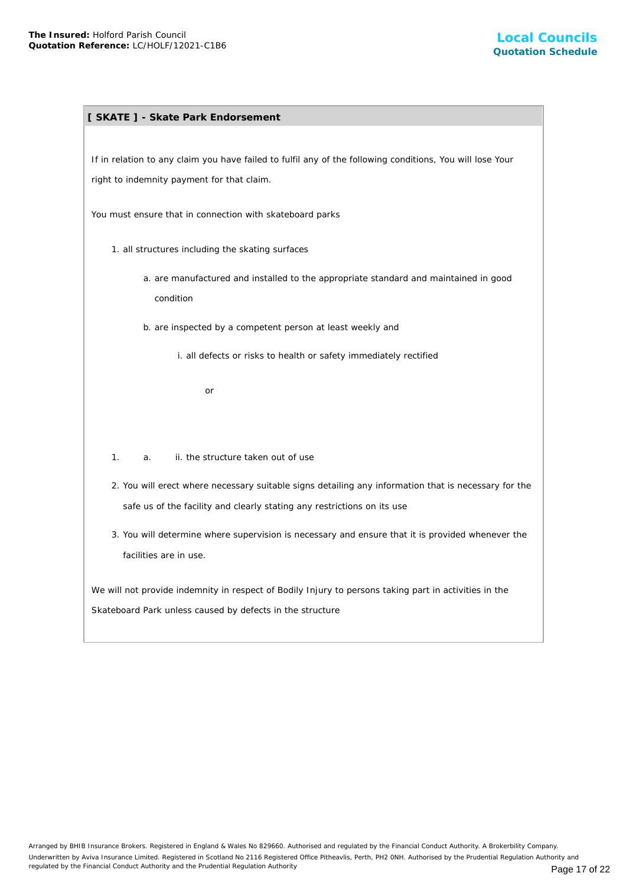## [ SKATE ] - Skate Park Endorsement

If in relation to any claim you have failed to fulfil any of the following conditions, You will lose Your right to indemnity payment for that claim.

You must ensure that in connection with skateboard parks

1. all structures including the skating surfaces
   a. are manufactured and installed to the appropriate standard and maintained in good condition
   b. are inspected by a competent person at least weekly and
      i. all defects or risks to health or safety immediately rectified

      or

1. a. ii. the structure taken out of use

2. You will erect where necessary suitable signs detailing any information that is necessary for the safe us of the facility and clearly stating any restrictions on its use
3. You will determine where supervision is necessary and ensure that it is provided whenever the facilities are in use.

We will not provide indemnity in respect of Bodily Injury to persons taking part in activities in the Skateboard Park unless caused by defects in the structure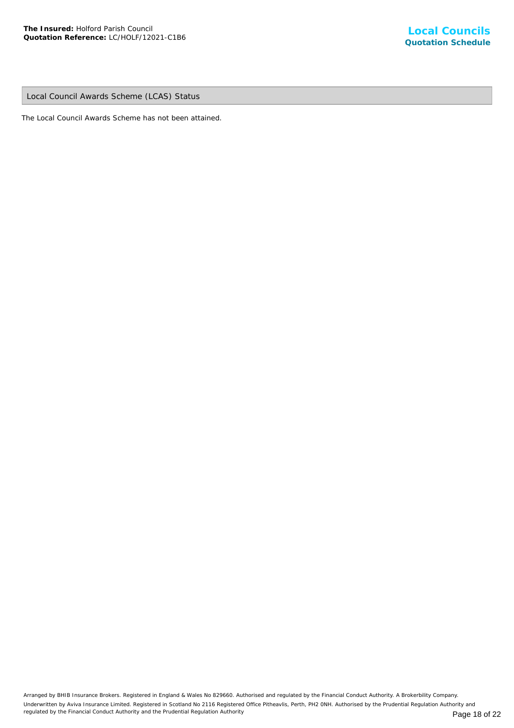## Local Council Awards Scheme (LCAS) Status

The Local Council Awards Scheme has not been attained.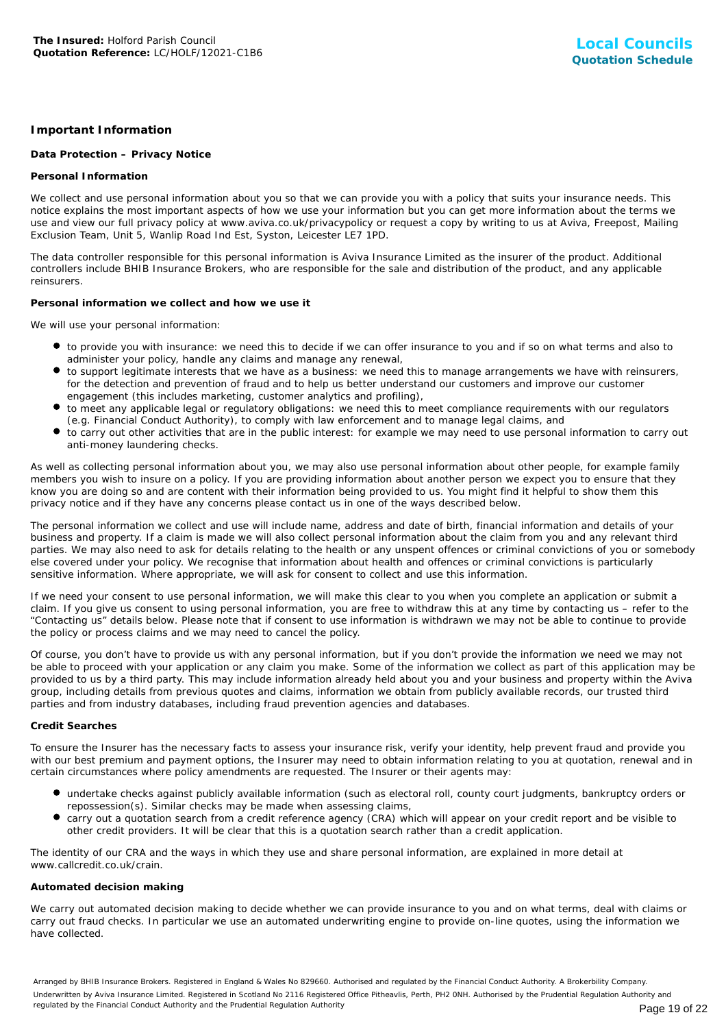## Important Information

### Data Protection – Privacy Notice

#### Personal Information

We collect and use personal information about you so that we can provide you with a policy that suits your insurance needs. This notice explains the most important aspects of how we use your information but you can get more information about the terms we use and view our full privacy policy at www.aviva.co.uk/privacypolicy or request a copy by writing to us at Aviva, Freepost, Mailing Exclusion Team, Unit 5, Wanlip Road Ind Est, Syston, Leicester LE7 1PD.

The data controller responsible for this personal information is Aviva Insurance Limited as the insurer of the product. Additional controllers include BHIB Insurance Brokers, who are responsible for the sale and distribution of the product, and any applicable reinsurers.

#### Personal information we collect and how we use it

We will use your personal information:

- to provide you with insurance: we need this to decide if we can offer insurance to you and if so on what terms and also to administer your policy, handle any claims and manage any renewal,
- to support legitimate interests that we have as a business: we need this to manage arrangements we have with reinsurers, for the detection and prevention of fraud and to help us better understand our customers and improve our customer engagement (this includes marketing, customer analytics and profiling),
- to meet any applicable legal or regulatory obligations: we need this to meet compliance requirements with our regulators (e.g. Financial Conduct Authority), to comply with law enforcement and to manage legal claims, and
- to carry out other activities that are in the public interest: for example we may need to use personal information to carry out anti-money laundering checks.

As well as collecting personal information about you, we may also use personal information about other people, for example family members you wish to insure on a policy. If you are providing information about another person we expect you to ensure that they know you are doing so and are content with their information being provided to us. You might find it helpful to show them this privacy notice and if they have any concerns please contact us in one of the ways described below.

The personal information we collect and use will include name, address and date of birth, financial information and details of your business and property. If a claim is made we will also collect personal information about the claim from you and any relevant third parties. We may also need to ask for details relating to the health or any unspent offences or criminal convictions of you or somebody else covered under your policy. We recognise that information about health and offences or criminal convictions is particularly sensitive information. Where appropriate, we will ask for consent to collect and use this information.

If we need your consent to use personal information, we will make this clear to you when you complete an application or submit a claim. If you give us consent to using personal information, you are free to withdraw this at any time by contacting us – refer to the "Contacting us" details below. Please note that if consent to use information is withdrawn we may not be able to continue to provide the policy or process claims and we may need to cancel the policy.

Of course, you don't have to provide us with any personal information, but if you don't provide the information we need we may not be able to proceed with your application or any claim you make. Some of the information we collect as part of this application may be provided to us by a third party. This may include information already held about you and your business and property within the Aviva group, including details from previous quotes and claims, information we obtain from publicly available records, our trusted third parties and from industry databases, including fraud prevention agencies and databases.

#### Credit Searches

To ensure the Insurer has the necessary facts to assess your insurance risk, verify your identity, help prevent fraud and provide you with our best premium and payment options, the Insurer may need to obtain information relating to you at quotation, renewal and in certain circumstances where policy amendments are requested. The Insurer or their agents may:

- undertake checks against publicly available information (such as electoral roll, county court judgments, bankruptcy orders or repossession(s). Similar checks may be made when assessing claims,
- carry out a quotation search from a credit reference agency (CRA) which will appear on your credit report and be visible to other credit providers. It will be clear that this is a quotation search rather than a credit application.

The identity of our CRA and the ways in which they use and share personal information, are explained in more detail at www.callcredit.co.uk/crain.

#### Automated decision making

We carry out automated decision making to decide whether we can provide insurance to you and on what terms, deal with claims or carry out fraud checks. In particular we use an automated underwriting engine to provide on-line quotes, using the information we have collected.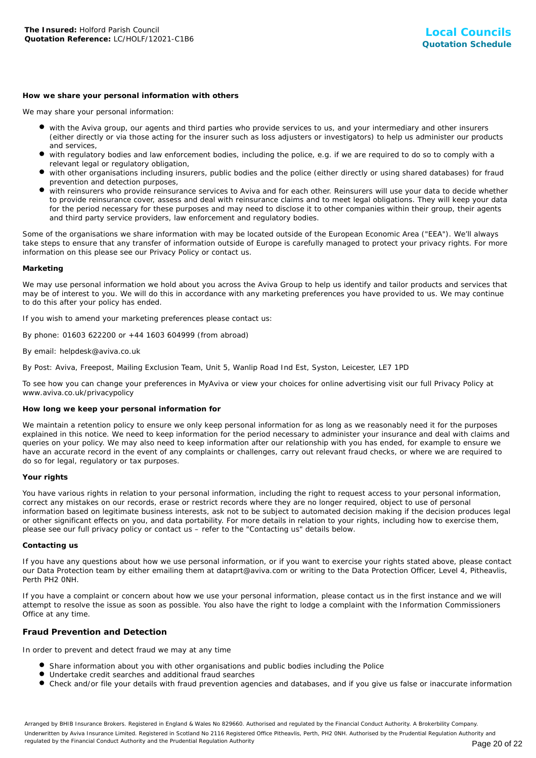**How we share your personal information with others**

We may share your personal information:

- with the Aviva group, our agents and third parties who provide services to us, and your intermediary and other insurers (either directly or via those acting for the insurer such as loss adjusters or investigators) to help us administer our products and services,
- with regulatory bodies and law enforcement bodies, including the police, e.g. if we are required to do so to comply with a relevant legal or regulatory obligation,
- with other organisations including insurers, public bodies and the police (either directly or using shared databases) for fraud prevention and detection purposes,
- with reinsurers who provide reinsurance services to Aviva and for each other. Reinsurers will use your data to decide whether to provide reinsurance cover, assess and deal with reinsurance claims and to meet legal obligations. They will keep your data for the period necessary for these purposes and may need to disclose it to other companies within their group, their agents and third party service providers, law enforcement and regulatory bodies.

Some of the organisations we share information with may be located outside of the European Economic Area ("EEA"). We'll always take steps to ensure that any transfer of information outside of Europe is carefully managed to protect your privacy rights. For more information on this please see our Privacy Policy or contact us.

**Marketing**

We may use personal information we hold about you across the Aviva Group to help us identify and tailor products and services that may be of interest to you. We will do this in accordance with any marketing preferences you have provided to us. We may continue to do this after your policy has ended.

If you wish to amend your marketing preferences please contact us:

By phone: 01603 622200 or +44 1603 604999 (from abroad)

By email: helpdesk@aviva.co.uk

By Post: Aviva, Freepost, Mailing Exclusion Team, Unit 5, Wanlip Road Ind Est, Syston, Leicester, LE7 1PD

To see how you can change your preferences in MyAviva or view your choices for online advertising visit our full Privacy Policy at www.aviva.co.uk/privacypolicy

**How long we keep your personal information for**

We maintain a retention policy to ensure we only keep personal information for as long as we reasonably need it for the purposes explained in this notice. We need to keep information for the period necessary to administer your insurance and deal with claims and queries on your policy. We may also need to keep information after our relationship with you has ended, for example to ensure we have an accurate record in the event of any complaints or challenges, carry out relevant fraud checks, or where we are required to do so for legal, regulatory or tax purposes.

**Your rights**

You have various rights in relation to your personal information, including the right to request access to your personal information, correct any mistakes on our records, erase or restrict records where they are no longer required, object to use of personal information based on legitimate business interests, ask not to be subject to automated decision making if the decision produces legal or other significant effects on you, and data portability. For more details in relation to your rights, including how to exercise them, please see our full privacy policy or contact us – refer to the "Contacting us" details below.

**Contacting us**

If you have any questions about how we use personal information, or if you want to exercise your rights stated above, please contact our Data Protection team by either emailing them at dataprt@aviva.com or writing to the Data Protection Officer, Level 4, Pitheavlis, Perth PH2 0NH.

If you have a complaint or concern about how we use your personal information, please contact us in the first instance and we will attempt to resolve the issue as soon as possible. You also have the right to lodge a complaint with the Information Commissioners Office at any time.

## Fraud Prevention and Detection

In order to prevent and detect fraud we may at any time

- Share information about you with other organisations and public bodies including the Police
- Undertake credit searches and additional fraud searches
- Check and/or file your details with fraud prevention agencies and databases, and if you give us false or inaccurate information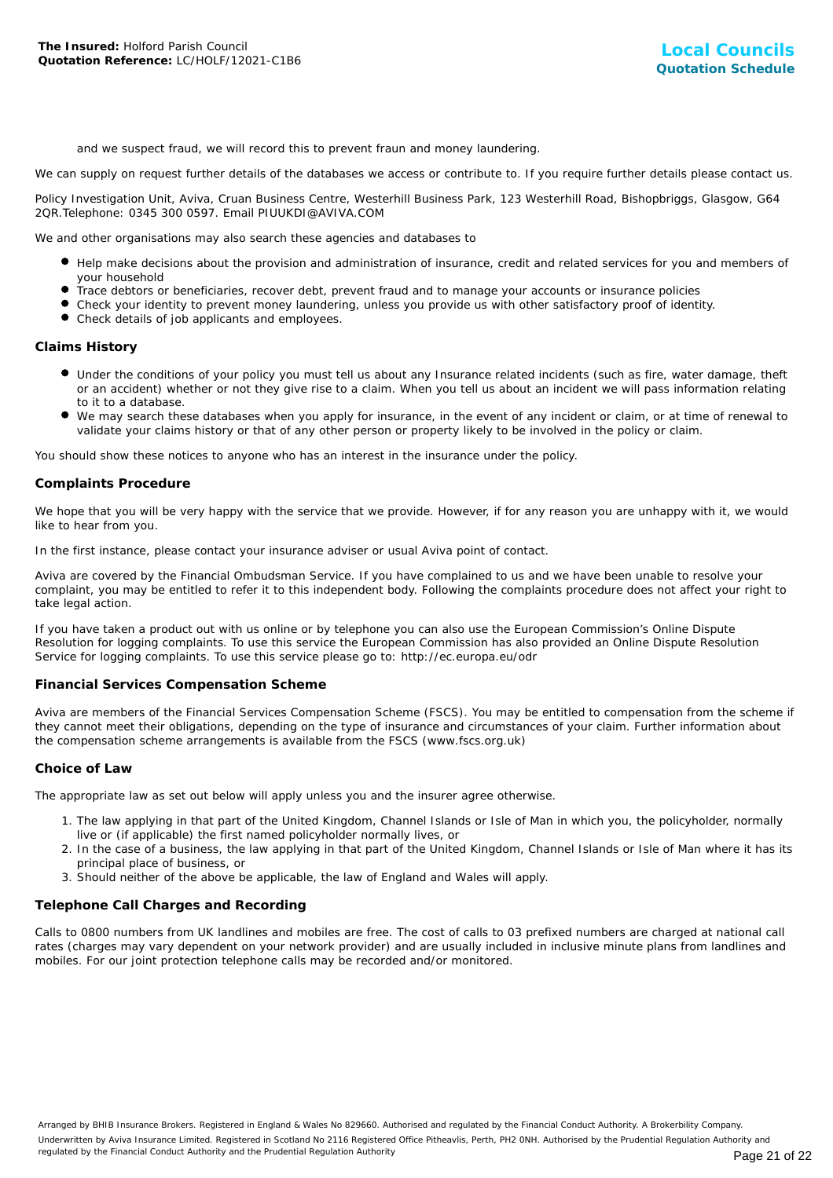and we suspect fraud, we will record this to prevent fraun and money laundering.

We can supply on request further details of the databases we access or contribute to. If you require further details please contact us.

Policy Investigation Unit, Aviva, Cruan Business Centre, Westerhill Business Park, 123 Westerhill Road, Bishopbriggs, Glasgow, G64 2QR.Telephone: 0345 300 0597. Email PIUUKDI@AVIVA.COM

We and other organisations may also search these agencies and databases to

- Help make decisions about the provision and administration of insurance, credit and related services for you and members of your household
- Trace debtors or beneficiaries, recover debt, prevent fraud and to manage your accounts or insurance policies
- Check your identity to prevent money laundering, unless you provide us with other satisfactory proof of identity.
- Check details of job applicants and employees.

### Claims History

- Under the conditions of your policy you must tell us about any Insurance related incidents (such as fire, water damage, theft or an accident) whether or not they give rise to a claim. When you tell us about an incident we will pass information relating to it to a database.
- We may search these databases when you apply for insurance, in the event of any incident or claim, or at time of renewal to validate your claims history or that of any other person or property likely to be involved in the policy or claim.

You should show these notices to anyone who has an interest in the insurance under the policy.

### Complaints Procedure

We hope that you will be very happy with the service that we provide. However, if for any reason you are unhappy with it, we would like to hear from you.

In the first instance, please contact your insurance adviser or usual Aviva point of contact.

Aviva are covered by the Financial Ombudsman Service. If you have complained to us and we have been unable to resolve your complaint, you may be entitled to refer it to this independent body. Following the complaints procedure does not affect your right to take legal action.

If you have taken a product out with us online or by telephone you can also use the European Commission's Online Dispute Resolution for logging complaints. To use this service the European Commission has also provided an Online Dispute Resolution Service for logging complaints. To use this service please go to: http://ec.europa.eu/odr

### Financial Services Compensation Scheme

Aviva are members of the Financial Services Compensation Scheme (FSCS). You may be entitled to compensation from the scheme if they cannot meet their obligations, depending on the type of insurance and circumstances of your claim. Further information about the compensation scheme arrangements is available from the FSCS (www.fscs.org.uk)

### Choice of Law

The appropriate law as set out below will apply unless you and the insurer agree otherwise.

1. The law applying in that part of the United Kingdom, Channel Islands or Isle of Man in which you, the policyholder, normally live or (if applicable) the first named policyholder normally lives, or
2. In the case of a business, the law applying in that part of the United Kingdom, Channel Islands or Isle of Man where it has its principal place of business, or
3. Should neither of the above be applicable, the law of England and Wales will apply.

### Telephone Call Charges and Recording

Calls to 0800 numbers from UK landlines and mobiles are free. The cost of calls to 03 prefixed numbers are charged at national call rates (charges may vary dependent on your network provider) and are usually included in inclusive minute plans from landlines and mobiles. For our joint protection telephone calls may be recorded and/or monitored.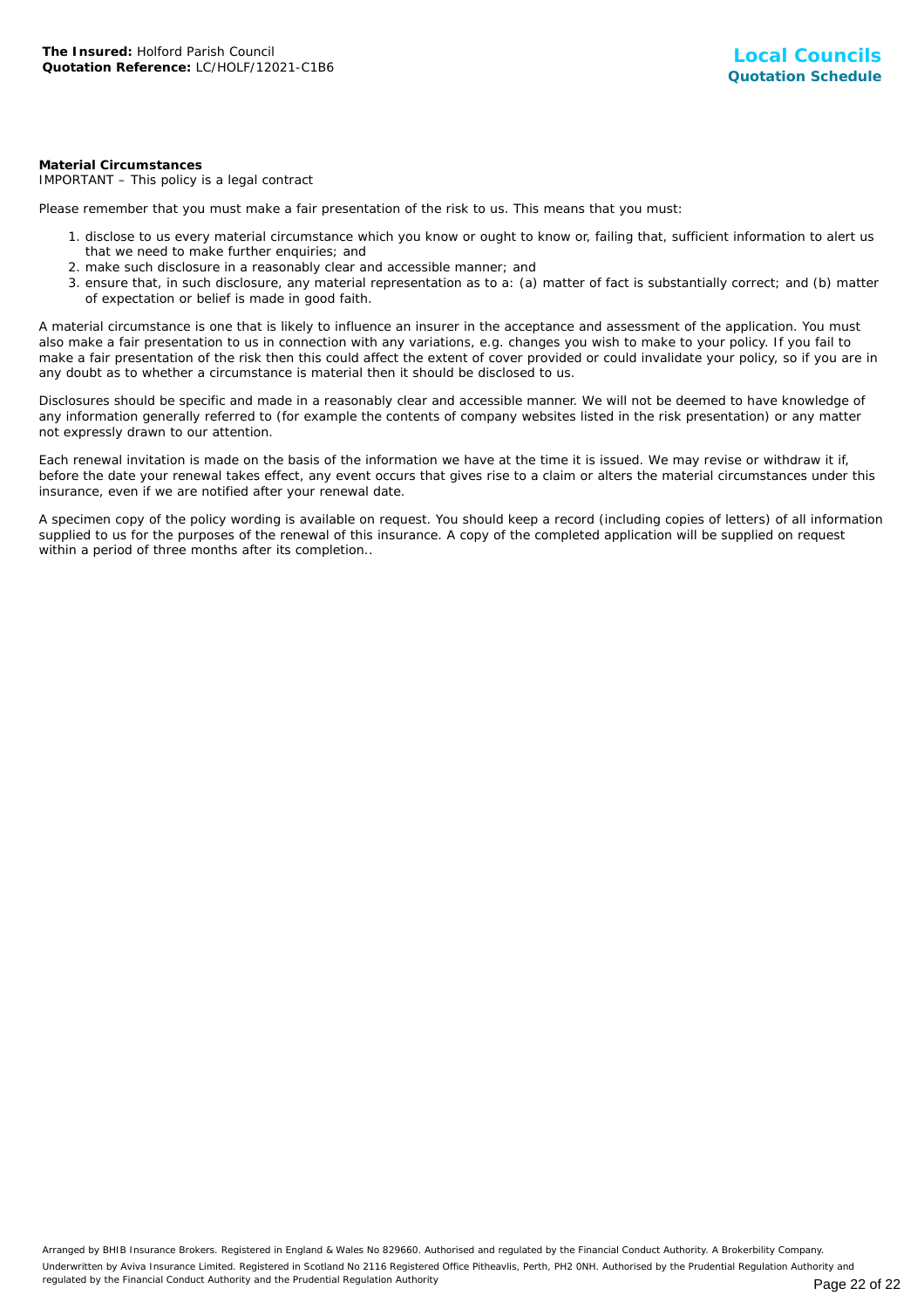**Material Circumstances**

IMPORTANT – This policy is a legal contract

Please remember that you must make a fair presentation of the risk to us. This means that you must:

1. disclose to us every material circumstance which you know or ought to know or, failing that, sufficient information to alert us that we need to make further enquiries; and
2. make such disclosure in a reasonably clear and accessible manner; and
3. ensure that, in such disclosure, any material representation as to a: (a) matter of fact is substantially correct; and (b) matter of expectation or belief is made in good faith.

A material circumstance is one that is likely to influence an insurer in the acceptance and assessment of the application. You must also make a fair presentation to us in connection with any variations, e.g. changes you wish to make to your policy. If you fail to make a fair presentation of the risk then this could affect the extent of cover provided or could invalidate your policy, so if you are in any doubt as to whether a circumstance is material then it should be disclosed to us.

Disclosures should be specific and made in a reasonably clear and accessible manner. We will not be deemed to have knowledge of any information generally referred to (for example the contents of company websites listed in the risk presentation) or any matter not expressly drawn to our attention.

Each renewal invitation is made on the basis of the information we have at the time it is issued. We may revise or withdraw it if, before the date your renewal takes effect, any event occurs that gives rise to a claim or alters the material circumstances under this insurance, even if we are notified after your renewal date.

A specimen copy of the policy wording is available on request. You should keep a record (including copies of letters) of all information supplied to us for the purposes of the renewal of this insurance. A copy of the completed application will be supplied on request within a period of three months after its completion..